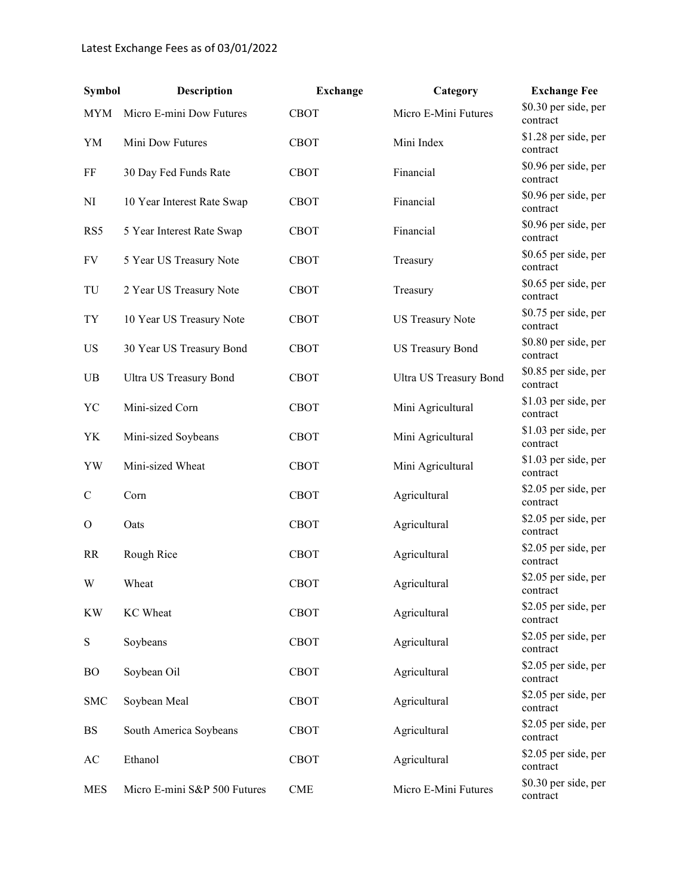Latest Exchange Fees as of 03/01/2022

| Symbol | Description | Exchange | Category | Exchange Fee |
|---|---|---|---|---|
| MYM | Micro E-mini Dow Futures | CBOT | Micro E-Mini Futures | $0.30 per side, per contract |
| YM | Mini Dow Futures | CBOT | Mini Index | $1.28 per side, per contract |
| FF | 30 Day Fed Funds Rate | CBOT | Financial | $0.96 per side, per contract |
| NI | 10 Year Interest Rate Swap | CBOT | Financial | $0.96 per side, per contract |
| RS5 | 5 Year Interest Rate Swap | CBOT | Financial | $0.96 per side, per contract |
| FV | 5 Year US Treasury Note | CBOT | Treasury | $0.65 per side, per contract |
| TU | 2 Year US Treasury Note | CBOT | Treasury | $0.65 per side, per contract |
| TY | 10 Year US Treasury Note | CBOT | US Treasury Note | $0.75 per side, per contract |
| US | 30 Year US Treasury Bond | CBOT | US Treasury Bond | $0.80 per side, per contract |
| UB | Ultra US Treasury Bond | CBOT | Ultra US Treasury Bond | $0.85 per side, per contract |
| YC | Mini-sized Corn | CBOT | Mini Agricultural | $1.03 per side, per contract |
| YK | Mini-sized Soybeans | CBOT | Mini Agricultural | $1.03 per side, per contract |
| YW | Mini-sized Wheat | CBOT | Mini Agricultural | $1.03 per side, per contract |
| C | Corn | CBOT | Agricultural | $2.05 per side, per contract |
| O | Oats | CBOT | Agricultural | $2.05 per side, per contract |
| RR | Rough Rice | CBOT | Agricultural | $2.05 per side, per contract |
| W | Wheat | CBOT | Agricultural | $2.05 per side, per contract |
| KW | KC Wheat | CBOT | Agricultural | $2.05 per side, per contract |
| S | Soybeans | CBOT | Agricultural | $2.05 per side, per contract |
| BO | Soybean Oil | CBOT | Agricultural | $2.05 per side, per contract |
| SMC | Soybean Meal | CBOT | Agricultural | $2.05 per side, per contract |
| BS | South America Soybeans | CBOT | Agricultural | $2.05 per side, per contract |
| AC | Ethanol | CBOT | Agricultural | $2.05 per side, per contract |
| MES | Micro E-mini S&P 500 Futures | CME | Micro E-Mini Futures | $0.30 per side, per contract |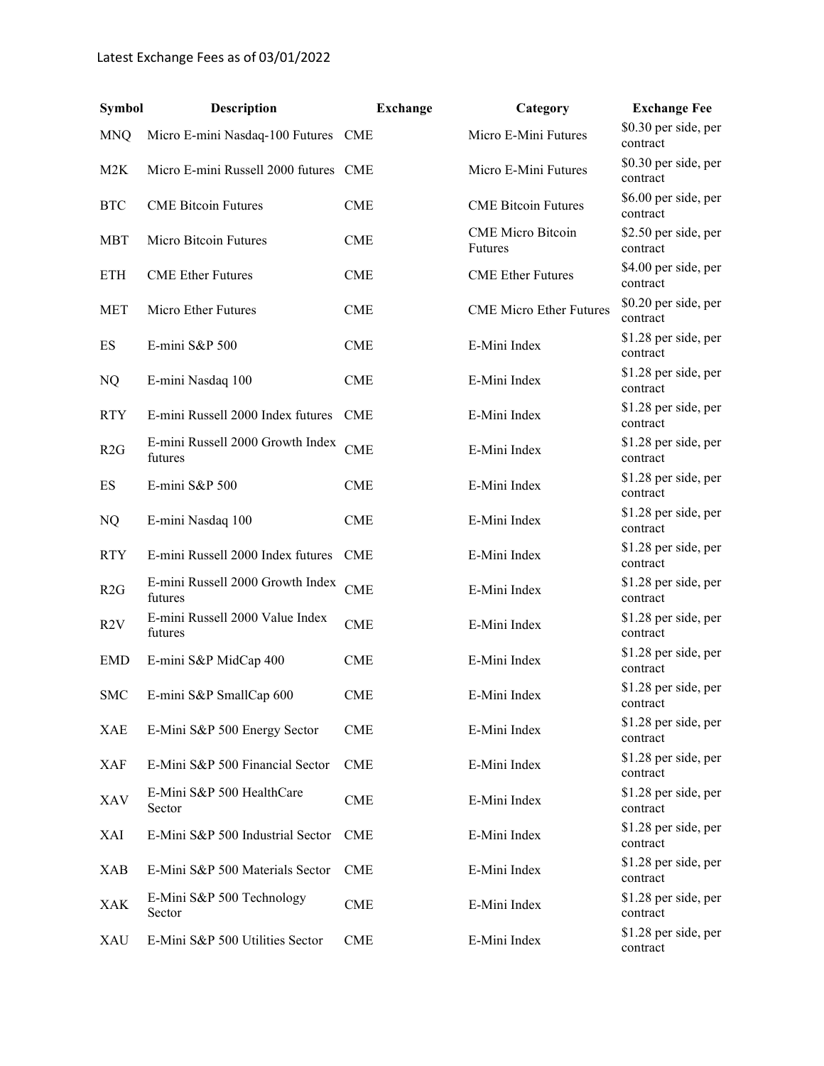Latest Exchange Fees as of 03/01/2022

| Symbol | Description | Exchange | Category | Exchange Fee |
|---|---|---|---|---|
| MNQ | Micro E-mini Nasdaq-100 Futures | CME | Micro E-Mini Futures | $0.30 per side, per contract |
| M2K | Micro E-mini Russell 2000 futures | CME | Micro E-Mini Futures | $0.30 per side, per contract |
| BTC | CME Bitcoin Futures | CME | CME Bitcoin Futures | $6.00 per side, per contract |
| MBT | Micro Bitcoin Futures | CME | CME Micro Bitcoin Futures | $2.50 per side, per contract |
| ETH | CME Ether Futures | CME | CME Ether Futures | $4.00 per side, per contract |
| MET | Micro Ether Futures | CME | CME Micro Ether Futures | $0.20 per side, per contract |
| ES | E-mini S&P 500 | CME | E-Mini Index | $1.28 per side, per contract |
| NQ | E-mini Nasdaq 100 | CME | E-Mini Index | $1.28 per side, per contract |
| RTY | E-mini Russell 2000 Index futures | CME | E-Mini Index | $1.28 per side, per contract |
| R2G | E-mini Russell 2000 Growth Index futures | CME | E-Mini Index | $1.28 per side, per contract |
| ES | E-mini S&P 500 | CME | E-Mini Index | $1.28 per side, per contract |
| NQ | E-mini Nasdaq 100 | CME | E-Mini Index | $1.28 per side, per contract |
| RTY | E-mini Russell 2000 Index futures | CME | E-Mini Index | $1.28 per side, per contract |
| R2G | E-mini Russell 2000 Growth Index futures | CME | E-Mini Index | $1.28 per side, per contract |
| R2V | E-mini Russell 2000 Value Index futures | CME | E-Mini Index | $1.28 per side, per contract |
| EMD | E-mini S&P MidCap 400 | CME | E-Mini Index | $1.28 per side, per contract |
| SMC | E-mini S&P SmallCap 600 | CME | E-Mini Index | $1.28 per side, per contract |
| XAE | E-Mini S&P 500 Energy Sector | CME | E-Mini Index | $1.28 per side, per contract |
| XAF | E-Mini S&P 500 Financial Sector | CME | E-Mini Index | $1.28 per side, per contract |
| XAV | E-Mini S&P 500 HealthCare Sector | CME | E-Mini Index | $1.28 per side, per contract |
| XAI | E-Mini S&P 500 Industrial Sector | CME | E-Mini Index | $1.28 per side, per contract |
| XAB | E-Mini S&P 500 Materials Sector | CME | E-Mini Index | $1.28 per side, per contract |
| XAK | E-Mini S&P 500 Technology Sector | CME | E-Mini Index | $1.28 per side, per contract |
| XAU | E-Mini S&P 500 Utilities Sector | CME | E-Mini Index | $1.28 per side, per contract |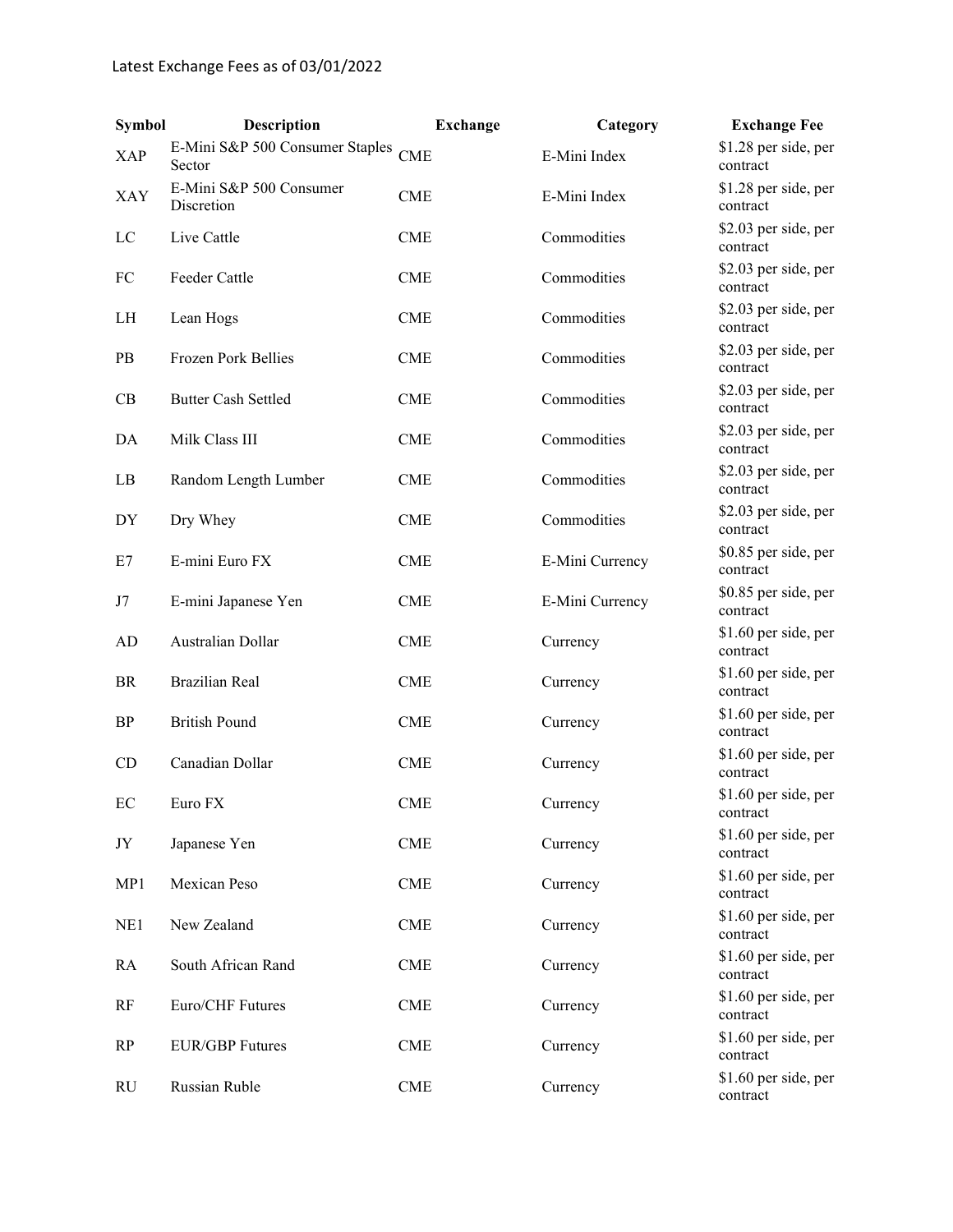Latest Exchange Fees as of 03/01/2022

| Symbol | Description | Exchange | Category | Exchange Fee |
|---|---|---|---|---|
| XAP | E-Mini S&P 500 Consumer Staples Sector | CME | E-Mini Index | $1.28 per side, per contract |
| XAY | E-Mini S&P 500 Consumer Discretion | CME | E-Mini Index | $1.28 per side, per contract |
| LC | Live Cattle | CME | Commodities | $2.03 per side, per contract |
| FC | Feeder Cattle | CME | Commodities | $2.03 per side, per contract |
| LH | Lean Hogs | CME | Commodities | $2.03 per side, per contract |
| PB | Frozen Pork Bellies | CME | Commodities | $2.03 per side, per contract |
| CB | Butter Cash Settled | CME | Commodities | $2.03 per side, per contract |
| DA | Milk Class III | CME | Commodities | $2.03 per side, per contract |
| LB | Random Length Lumber | CME | Commodities | $2.03 per side, per contract |
| DY | Dry Whey | CME | Commodities | $2.03 per side, per contract |
| E7 | E-mini Euro FX | CME | E-Mini Currency | $0.85 per side, per contract |
| J7 | E-mini Japanese Yen | CME | E-Mini Currency | $0.85 per side, per contract |
| AD | Australian Dollar | CME | Currency | $1.60 per side, per contract |
| BR | Brazilian Real | CME | Currency | $1.60 per side, per contract |
| BP | British Pound | CME | Currency | $1.60 per side, per contract |
| CD | Canadian Dollar | CME | Currency | $1.60 per side, per contract |
| EC | Euro FX | CME | Currency | $1.60 per side, per contract |
| JY | Japanese Yen | CME | Currency | $1.60 per side, per contract |
| MP1 | Mexican Peso | CME | Currency | $1.60 per side, per contract |
| NE1 | New Zealand | CME | Currency | $1.60 per side, per contract |
| RA | South African Rand | CME | Currency | $1.60 per side, per contract |
| RF | Euro/CHF Futures | CME | Currency | $1.60 per side, per contract |
| RP | EUR/GBP Futures | CME | Currency | $1.60 per side, per contract |
| RU | Russian Ruble | CME | Currency | $1.60 per side, per contract |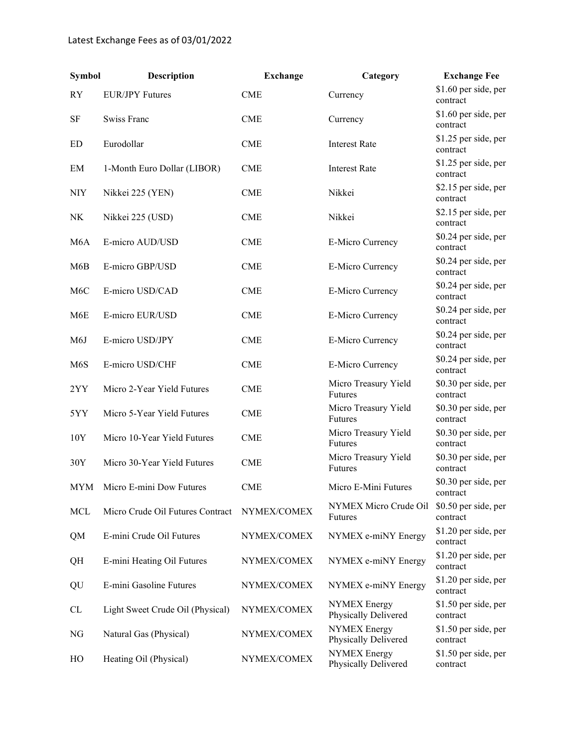Latest Exchange Fees as of 03/01/2022

| Symbol | Description | Exchange | Category | Exchange Fee |
|---|---|---|---|---|
| RY | EUR/JPY Futures | CME | Currency | $1.60 per side, per contract |
| SF | Swiss Franc | CME | Currency | $1.60 per side, per contract |
| ED | Eurodollar | CME | Interest Rate | $1.25 per side, per contract |
| EM | 1-Month Euro Dollar (LIBOR) | CME | Interest Rate | $1.25 per side, per contract |
| NIY | Nikkei 225 (YEN) | CME | Nikkei | $2.15 per side, per contract |
| NK | Nikkei 225 (USD) | CME | Nikkei | $2.15 per side, per contract |
| M6A | E-micro AUD/USD | CME | E-Micro Currency | $0.24 per side, per contract |
| M6B | E-micro GBP/USD | CME | E-Micro Currency | $0.24 per side, per contract |
| M6C | E-micro USD/CAD | CME | E-Micro Currency | $0.24 per side, per contract |
| M6E | E-micro EUR/USD | CME | E-Micro Currency | $0.24 per side, per contract |
| M6J | E-micro USD/JPY | CME | E-Micro Currency | $0.24 per side, per contract |
| M6S | E-micro USD/CHF | CME | E-Micro Currency | $0.24 per side, per contract |
| 2YY | Micro 2-Year Yield Futures | CME | Micro Treasury Yield Futures | $0.30 per side, per contract |
| 5YY | Micro 5-Year Yield Futures | CME | Micro Treasury Yield Futures | $0.30 per side, per contract |
| 10Y | Micro 10-Year Yield Futures | CME | Micro Treasury Yield Futures | $0.30 per side, per contract |
| 30Y | Micro 30-Year Yield Futures | CME | Micro Treasury Yield Futures | $0.30 per side, per contract |
| MYM | Micro E-mini Dow Futures | CME | Micro E-Mini Futures | $0.30 per side, per contract |
| MCL | Micro Crude Oil Futures Contract | NYMEX/COMEX | NYMEX Micro Crude Oil Futures | $0.50 per side, per contract |
| QM | E-mini Crude Oil Futures | NYMEX/COMEX | NYMEX e-miNY Energy | $1.20 per side, per contract |
| QH | E-mini Heating Oil Futures | NYMEX/COMEX | NYMEX e-miNY Energy | $1.20 per side, per contract |
| QU | E-mini Gasoline Futures | NYMEX/COMEX | NYMEX e-miNY Energy | $1.20 per side, per contract |
| CL | Light Sweet Crude Oil (Physical) | NYMEX/COMEX | NYMEX Energy Physically Delivered | $1.50 per side, per contract |
| NG | Natural Gas (Physical) | NYMEX/COMEX | NYMEX Energy Physically Delivered | $1.50 per side, per contract |
| HO | Heating Oil (Physical) | NYMEX/COMEX | NYMEX Energy Physically Delivered | $1.50 per side, per contract |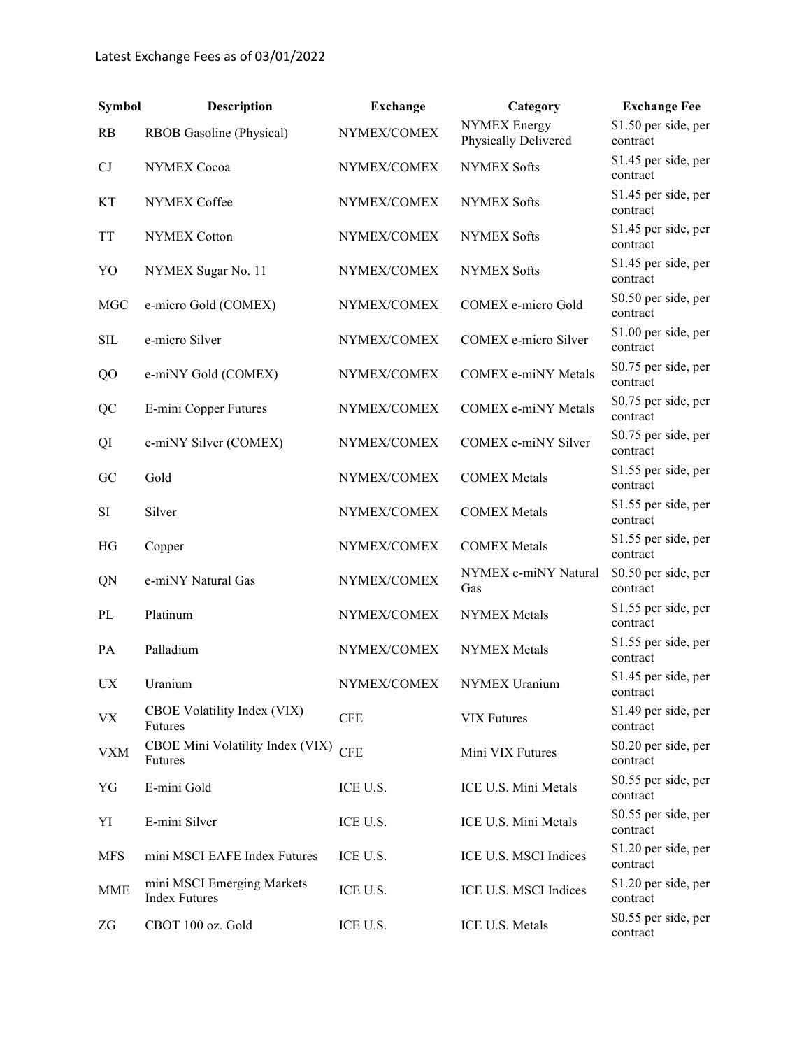Latest Exchange Fees as of 03/01/2022

| Symbol | Description | Exchange | Category | Exchange Fee |
|---|---|---|---|---|
| RB | RBOB Gasoline (Physical) | NYMEX/COMEX | NYMEX Energy Physically Delivered | $1.50 per side, per contract |
| CJ | NYMEX Cocoa | NYMEX/COMEX | NYMEX Softs | $1.45 per side, per contract |
| KT | NYMEX Coffee | NYMEX/COMEX | NYMEX Softs | $1.45 per side, per contract |
| TT | NYMEX Cotton | NYMEX/COMEX | NYMEX Softs | $1.45 per side, per contract |
| YO | NYMEX Sugar No. 11 | NYMEX/COMEX | NYMEX Softs | $1.45 per side, per contract |
| MGC | e-micro Gold (COMEX) | NYMEX/COMEX | COMEX e-micro Gold | $0.50 per side, per contract |
| SIL | e-micro Silver | NYMEX/COMEX | COMEX e-micro Silver | $1.00 per side, per contract |
| QO | e-miNY Gold (COMEX) | NYMEX/COMEX | COMEX e-miNY Metals | $0.75 per side, per contract |
| QC | E-mini Copper Futures | NYMEX/COMEX | COMEX e-miNY Metals | $0.75 per side, per contract |
| QI | e-miNY Silver (COMEX) | NYMEX/COMEX | COMEX e-miNY Silver | $0.75 per side, per contract |
| GC | Gold | NYMEX/COMEX | COMEX Metals | $1.55 per side, per contract |
| SI | Silver | NYMEX/COMEX | COMEX Metals | $1.55 per side, per contract |
| HG | Copper | NYMEX/COMEX | COMEX Metals | $1.55 per side, per contract |
| QN | e-miNY Natural Gas | NYMEX/COMEX | NYMEX e-miNY Natural Gas | $0.50 per side, per contract |
| PL | Platinum | NYMEX/COMEX | NYMEX Metals | $1.55 per side, per contract |
| PA | Palladium | NYMEX/COMEX | NYMEX Metals | $1.55 per side, per contract |
| UX | Uranium | NYMEX/COMEX | NYMEX Uranium | $1.45 per side, per contract |
| VX | CBOE Volatility Index (VIX) Futures | CFE | VIX Futures | $1.49 per side, per contract |
| VXM | CBOE Mini Volatility Index (VIX) Futures | CFE | Mini VIX Futures | $0.20 per side, per contract |
| YG | E-mini Gold | ICE U.S. | ICE U.S. Mini Metals | $0.55 per side, per contract |
| YI | E-mini Silver | ICE U.S. | ICE U.S. Mini Metals | $0.55 per side, per contract |
| MFS | mini MSCI EAFE Index Futures | ICE U.S. | ICE U.S. MSCI Indices | $1.20 per side, per contract |
| MME | mini MSCI Emerging Markets Index Futures | ICE U.S. | ICE U.S. MSCI Indices | $1.20 per side, per contract |
| ZG | CBOT 100 oz. Gold | ICE U.S. | ICE U.S. Metals | $0.55 per side, per contract |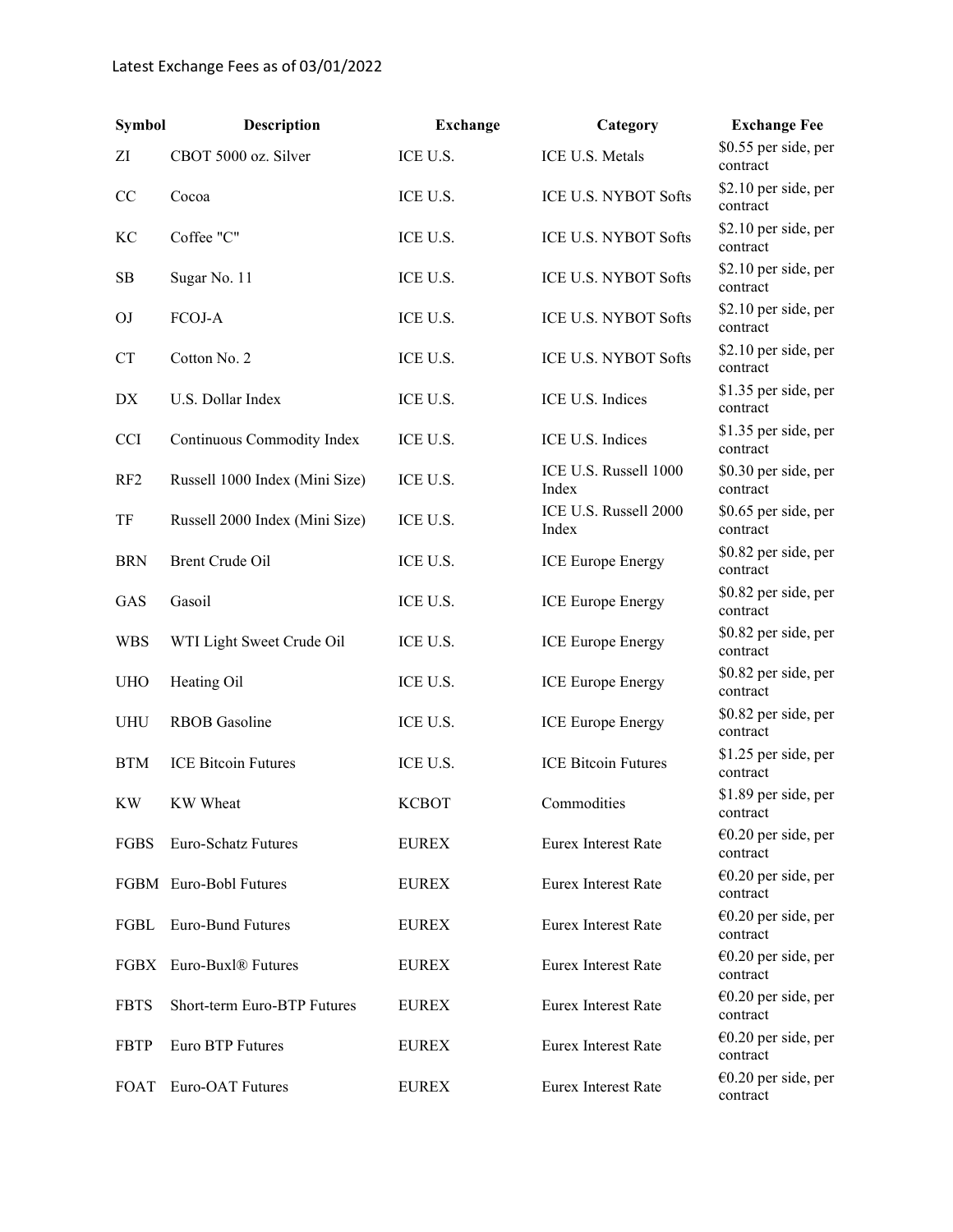Latest Exchange Fees as of 03/01/2022

| Symbol | Description | Exchange | Category | Exchange Fee |
| --- | --- | --- | --- | --- |
| ZI | CBOT 5000 oz. Silver | ICE U.S. | ICE U.S. Metals | $0.55 per side, per contract |
| CC | Cocoa | ICE U.S. | ICE U.S. NYBOT Softs | $2.10 per side, per contract |
| KC | Coffee "C" | ICE U.S. | ICE U.S. NYBOT Softs | $2.10 per side, per contract |
| SB | Sugar No. 11 | ICE U.S. | ICE U.S. NYBOT Softs | $2.10 per side, per contract |
| OJ | FCOJ-A | ICE U.S. | ICE U.S. NYBOT Softs | $2.10 per side, per contract |
| CT | Cotton No. 2 | ICE U.S. | ICE U.S. NYBOT Softs | $2.10 per side, per contract |
| DX | U.S. Dollar Index | ICE U.S. | ICE U.S. Indices | $1.35 per side, per contract |
| CCI | Continuous Commodity Index | ICE U.S. | ICE U.S. Indices | $1.35 per side, per contract |
| RF2 | Russell 1000 Index (Mini Size) | ICE U.S. | ICE U.S. Russell 1000 Index | $0.30 per side, per contract |
| TF | Russell 2000 Index (Mini Size) | ICE U.S. | ICE U.S. Russell 2000 Index | $0.65 per side, per contract |
| BRN | Brent Crude Oil | ICE U.S. | ICE Europe Energy | $0.82 per side, per contract |
| GAS | Gasoil | ICE U.S. | ICE Europe Energy | $0.82 per side, per contract |
| WBS | WTI Light Sweet Crude Oil | ICE U.S. | ICE Europe Energy | $0.82 per side, per contract |
| UHO | Heating Oil | ICE U.S. | ICE Europe Energy | $0.82 per side, per contract |
| UHU | RBOB Gasoline | ICE U.S. | ICE Europe Energy | $0.82 per side, per contract |
| BTM | ICE Bitcoin Futures | ICE U.S. | ICE Bitcoin Futures | $1.25 per side, per contract |
| KW | KW Wheat | KCBOT | Commodities | $1.89 per side, per contract |
| FGBS | Euro-Schatz Futures | EUREX | Eurex Interest Rate | €0.20 per side, per contract |
| FGBM | Euro-Bobl Futures | EUREX | Eurex Interest Rate | €0.20 per side, per contract |
| FGBL | Euro-Bund Futures | EUREX | Eurex Interest Rate | €0.20 per side, per contract |
| FGBX | Euro-Buxl® Futures | EUREX | Eurex Interest Rate | €0.20 per side, per contract |
| FBTS | Short-term Euro-BTP Futures | EUREX | Eurex Interest Rate | €0.20 per side, per contract |
| FBTP | Euro BTP Futures | EUREX | Eurex Interest Rate | €0.20 per side, per contract |
| FOAT | Euro-OAT Futures | EUREX | Eurex Interest Rate | €0.20 per side, per contract |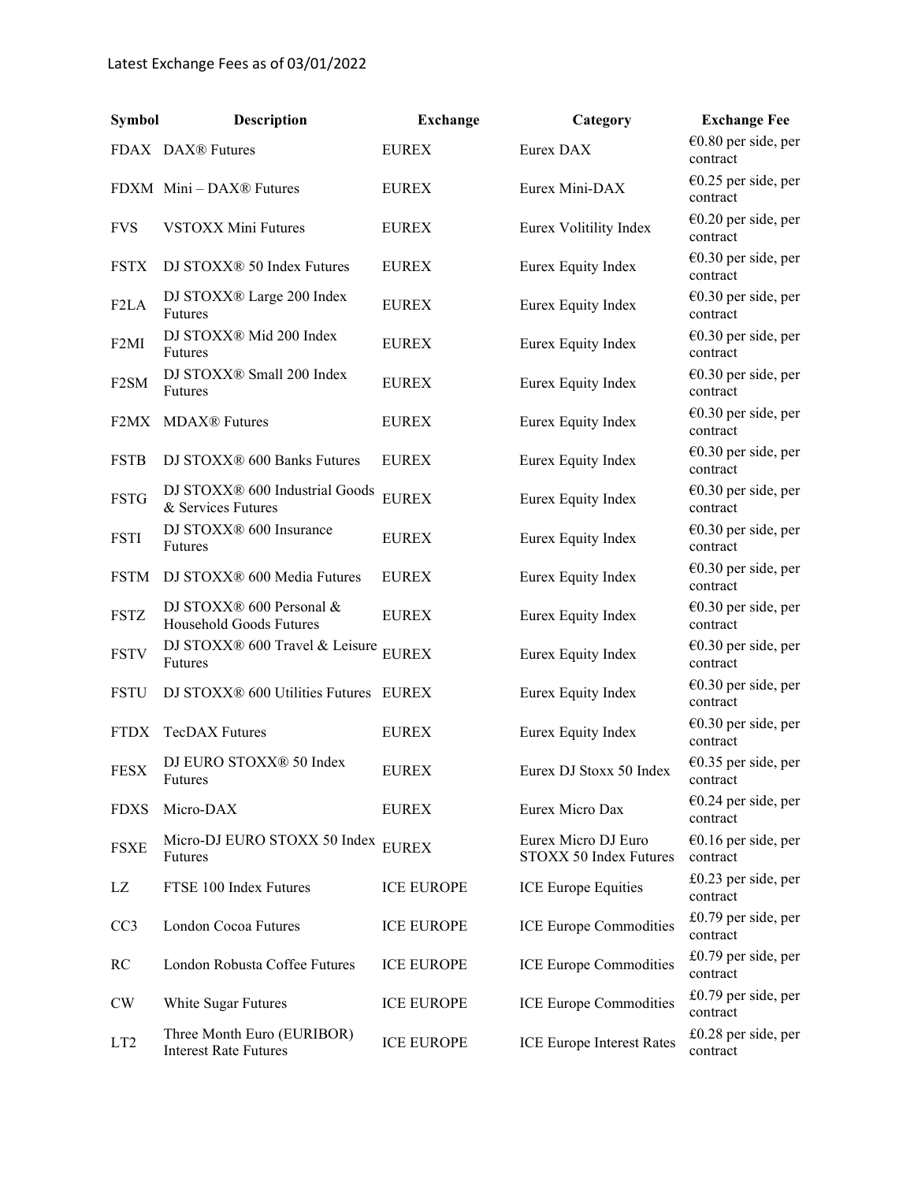Latest Exchange Fees as of 03/01/2022

| Symbol | Description | Exchange | Category | Exchange Fee |
|---|---|---|---|---|
| FDAX | DAX® Futures | EUREX | Eurex DAX | €0.80 per side, per contract |
| FDXM | Mini – DAX® Futures | EUREX | Eurex Mini-DAX | €0.25 per side, per contract |
| FVS | VSTOXX Mini Futures | EUREX | Eurex Volitility Index | €0.20 per side, per contract |
| FSTX | DJ STOXX® 50 Index Futures | EUREX | Eurex Equity Index | €0.30 per side, per contract |
| F2LA | DJ STOXX® Large 200 Index Futures | EUREX | Eurex Equity Index | €0.30 per side, per contract |
| F2MI | DJ STOXX® Mid 200 Index Futures | EUREX | Eurex Equity Index | €0.30 per side, per contract |
| F2SM | DJ STOXX® Small 200 Index Futures | EUREX | Eurex Equity Index | €0.30 per side, per contract |
| F2MX | MDAX® Futures | EUREX | Eurex Equity Index | €0.30 per side, per contract |
| FSTB | DJ STOXX® 600 Banks Futures | EUREX | Eurex Equity Index | €0.30 per side, per contract |
| FSTG | DJ STOXX® 600 Industrial Goods & Services Futures | EUREX | Eurex Equity Index | €0.30 per side, per contract |
| FSTI | DJ STOXX® 600 Insurance Futures | EUREX | Eurex Equity Index | €0.30 per side, per contract |
| FSTM | DJ STOXX® 600 Media Futures | EUREX | Eurex Equity Index | €0.30 per side, per contract |
| FSTZ | DJ STOXX® 600 Personal & Household Goods Futures | EUREX | Eurex Equity Index | €0.30 per side, per contract |
| FSTV | DJ STOXX® 600 Travel & Leisure Futures | EUREX | Eurex Equity Index | €0.30 per side, per contract |
| FSTU | DJ STOXX® 600 Utilities Futures | EUREX | Eurex Equity Index | €0.30 per side, per contract |
| FTDX | TecDAX Futures | EUREX | Eurex Equity Index | €0.30 per side, per contract |
| FESX | DJ EURO STOXX® 50 Index Futures | EUREX | Eurex DJ Stoxx 50 Index | €0.35 per side, per contract |
| FDXS | Micro-DAX | EUREX | Eurex Micro Dax | €0.24 per side, per contract |
| FSXE | Micro-DJ EURO STOXX 50 Index Futures | EUREX | Eurex Micro DJ Euro STOXX 50 Index Futures | €0.16 per side, per contract |
| LZ | FTSE 100 Index Futures | ICE EUROPE | ICE Europe Equities | £0.23 per side, per contract |
| CC3 | London Cocoa Futures | ICE EUROPE | ICE Europe Commodities | £0.79 per side, per contract |
| RC | London Robusta Coffee Futures | ICE EUROPE | ICE Europe Commodities | £0.79 per side, per contract |
| CW | White Sugar Futures | ICE EUROPE | ICE Europe Commodities | £0.79 per side, per contract |
| LT2 | Three Month Euro (EURIBOR) Interest Rate Futures | ICE EUROPE | ICE Europe Interest Rates | £0.28 per side, per contract |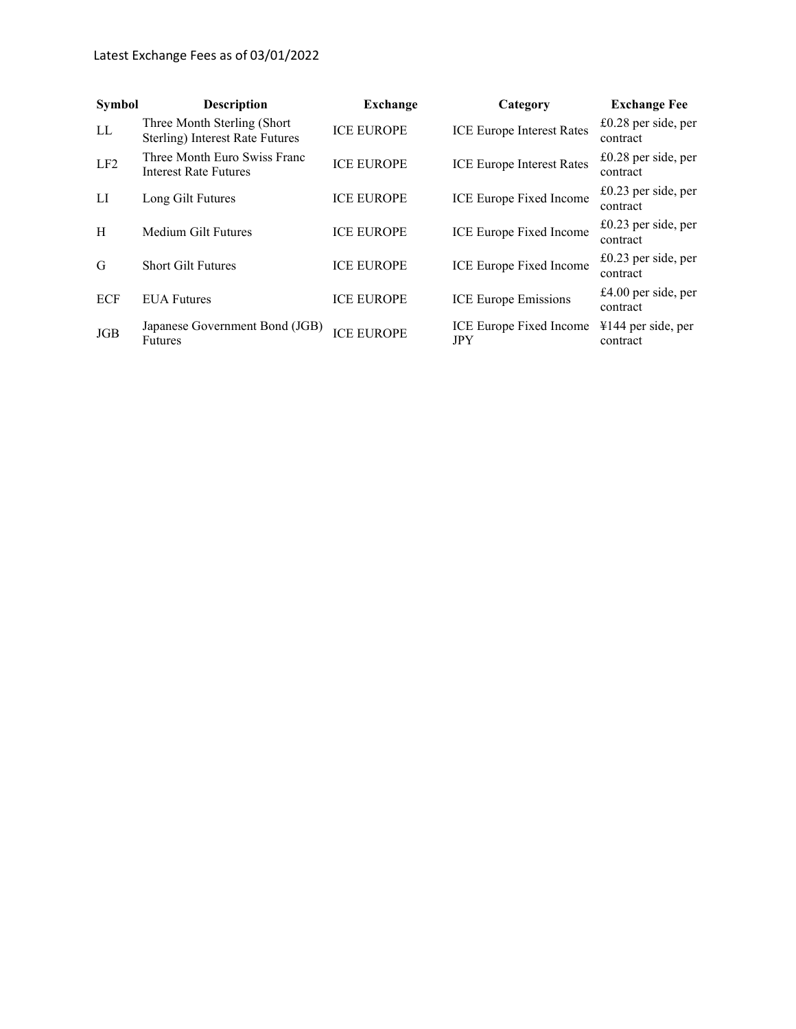Latest Exchange Fees as of 03/01/2022

| Symbol | Description | Exchange | Category | Exchange Fee |
|---|---|---|---|---|
| LL | Three Month Sterling (Short Sterling) Interest Rate Futures | ICE EUROPE | ICE Europe Interest Rates | £0.28 per side, per contract |
| LF2 | Three Month Euro Swiss Franc Interest Rate Futures | ICE EUROPE | ICE Europe Interest Rates | £0.28 per side, per contract |
| LI | Long Gilt Futures | ICE EUROPE | ICE Europe Fixed Income | £0.23 per side, per contract |
| H | Medium Gilt Futures | ICE EUROPE | ICE Europe Fixed Income | £0.23 per side, per contract |
| G | Short Gilt Futures | ICE EUROPE | ICE Europe Fixed Income | £0.23 per side, per contract |
| ECF | EUA Futures | ICE EUROPE | ICE Europe Emissions | £4.00 per side, per contract |
| JGB | Japanese Government Bond (JGB) Futures | ICE EUROPE | ICE Europe Fixed Income JPY | ¥144 per side, per contract |